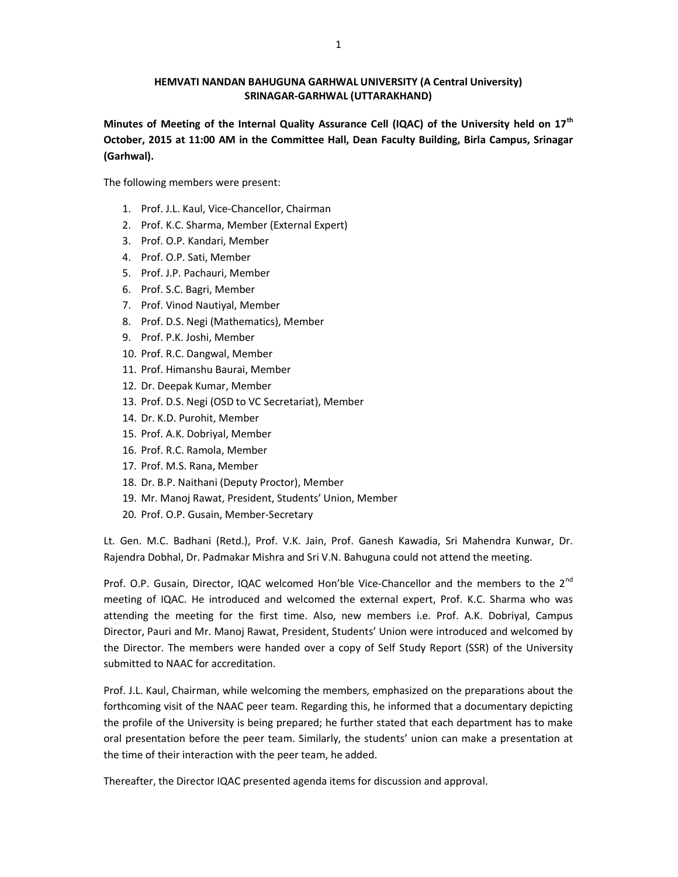# HEMVATI NANDAN BAHUGUNA GARHWAL UNIVERSITY (A Central University)
## SRINAGAR-GARHWAL (UTTARAKHAND)

**Minutes of Meeting of the Internal Quality Assurance Cell (IQAC) of the University held on 17th October, 2015 at 11:00 AM in the Committee Hall, Dean Faculty Building, Birla Campus, Srinagar (Garhwal).**

The following members were present:

1. Prof. J.L. Kaul, Vice-Chancellor, Chairman
2. Prof. K.C. Sharma, Member (External Expert)
3. Prof. O.P. Kandari, Member
4. Prof. O.P. Sati, Member
5. Prof. J.P. Pachauri, Member
6. Prof. S.C. Bagri, Member
7. Prof. Vinod Nautiyal, Member
8. Prof. D.S. Negi (Mathematics), Member
9. Prof. P.K. Joshi, Member
10. Prof. R.C. Dangwal, Member
11. Prof. Himanshu Baurai, Member
12. Dr. Deepak Kumar, Member
13. Prof. D.S. Negi (OSD to VC Secretariat), Member
14. Dr. K.D. Purohit, Member
15. Prof. A.K. Dobriyal, Member
16. Prof. R.C. Ramola, Member
17. Prof. M.S. Rana, Member
18. Dr. B.P. Naithani (Deputy Proctor), Member
19. Mr. Manoj Rawat, President, Students' Union, Member
20. Prof. O.P. Gusain, Member-Secretary

Lt. Gen. M.C. Badhani (Retd.), Prof. V.K. Jain, Prof. Ganesh Kawadia, Sri Mahendra Kunwar, Dr. Rajendra Dobhal, Dr. Padmakar Mishra and Sri V.N. Bahuguna could not attend the meeting.

Prof. O.P. Gusain, Director, IQAC welcomed Hon'ble Vice-Chancellor and the members to the 2nd meeting of IQAC. He introduced and welcomed the external expert, Prof. K.C. Sharma who was attending the meeting for the first time. Also, new members i.e. Prof. A.K. Dobriyal, Campus Director, Pauri and Mr. Manoj Rawat, President, Students' Union were introduced and welcomed by the Director. The members were handed over a copy of Self Study Report (SSR) of the University submitted to NAAC for accreditation.

Prof. J.L. Kaul, Chairman, while welcoming the members, emphasized on the preparations about the forthcoming visit of the NAAC peer team. Regarding this, he informed that a documentary depicting the profile of the University is being prepared; he further stated that each department has to make oral presentation before the peer team. Similarly, the students' union can make a presentation at the time of their interaction with the peer team, he added.

Thereafter, the Director IQAC presented agenda items for discussion and approval.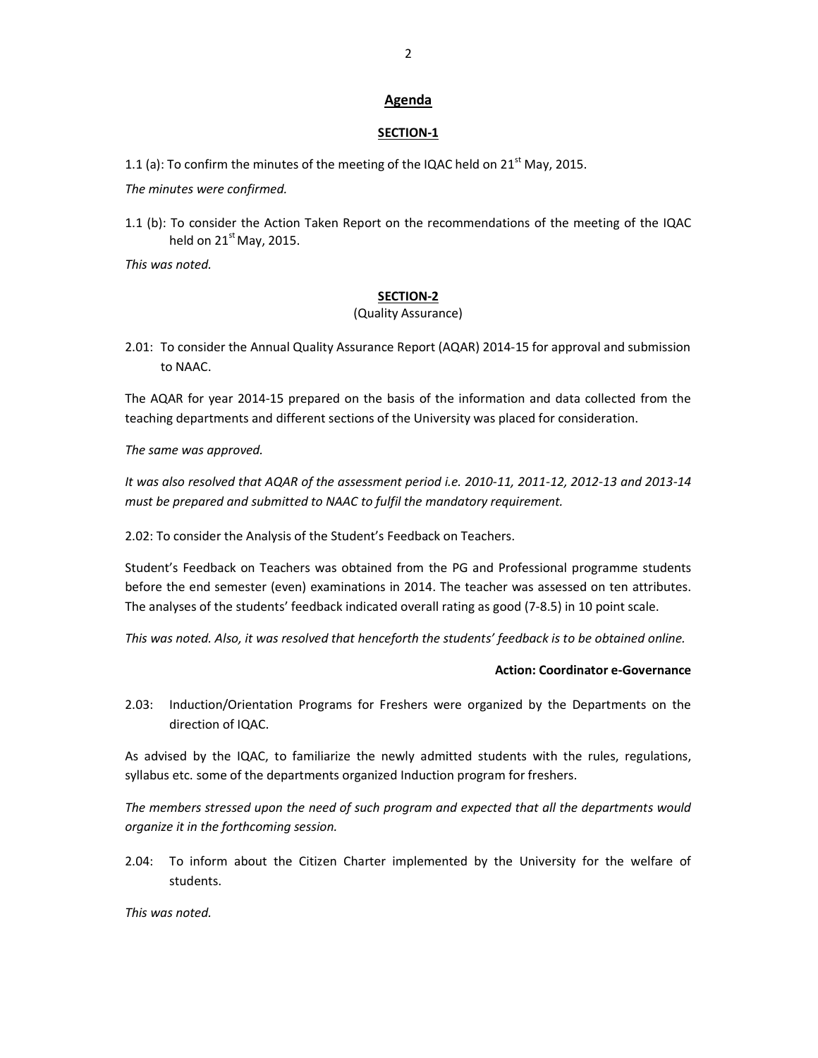## Agenda

### SECTION-1

1.1 (a): To confirm the minutes of the meeting of the IQAC held on 21st May, 2015.

*The minutes were confirmed.*

1.1 (b): To consider the Action Taken Report on the recommendations of the meeting of the IQAC held on 21st May, 2015.

*This was noted.*

### SECTION-2

(Quality Assurance)

2.01: To consider the Annual Quality Assurance Report (AQAR) 2014-15 for approval and submission to NAAC.

The AQAR for year 2014-15 prepared on the basis of the information and data collected from the teaching departments and different sections of the University was placed for consideration.

*The same was approved.*

*It was also resolved that AQAR of the assessment period i.e. 2010-11, 2011-12, 2012-13 and 2013-14 must be prepared and submitted to NAAC to fulfil the mandatory requirement.*

2.02: To consider the Analysis of the Student's Feedback on Teachers.

Student's Feedback on Teachers was obtained from the PG and Professional programme students before the end semester (even) examinations in 2014. The teacher was assessed on ten attributes. The analyses of the students' feedback indicated overall rating as good (7-8.5) in 10 point scale.

*This was noted. Also, it was resolved that henceforth the students' feedback is to be obtained online.*

**Action: Coordinator e-Governance**

2.03: Induction/Orientation Programs for Freshers were organized by the Departments on the direction of IQAC.

As advised by the IQAC, to familiarize the newly admitted students with the rules, regulations, syllabus etc. some of the departments organized Induction program for freshers.

*The members stressed upon the need of such program and expected that all the departments would organize it in the forthcoming session.*

2.04: To inform about the Citizen Charter implemented by the University for the welfare of students.

*This was noted.*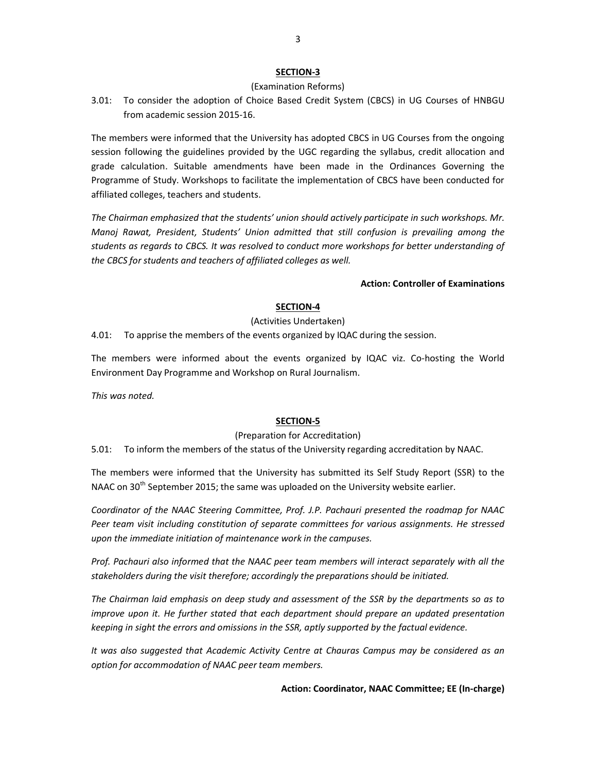## SECTION-3

(Examination Reforms)

3.01: To consider the adoption of Choice Based Credit System (CBCS) in UG Courses of HNBGU from academic session 2015-16.

The members were informed that the University has adopted CBCS in UG Courses from the ongoing session following the guidelines provided by the UGC regarding the syllabus, credit allocation and grade calculation. Suitable amendments have been made in the Ordinances Governing the Programme of Study. Workshops to facilitate the implementation of CBCS have been conducted for affiliated colleges, teachers and students.

*The Chairman emphasized that the students' union should actively participate in such workshops. Mr. Manoj Rawat, President, Students' Union admitted that still confusion is prevailing among the students as regards to CBCS. It was resolved to conduct more workshops for better understanding of the CBCS for students and teachers of affiliated colleges as well.*

**Action: Controller of Examinations**

## SECTION-4

(Activities Undertaken)

4.01: To apprise the members of the events organized by IQAC during the session.

The members were informed about the events organized by IQAC viz. Co-hosting the World Environment Day Programme and Workshop on Rural Journalism.

*This was noted.*

## SECTION-5

(Preparation for Accreditation)

5.01: To inform the members of the status of the University regarding accreditation by NAAC.

The members were informed that the University has submitted its Self Study Report (SSR) to the NAAC on 30th September 2015; the same was uploaded on the University website earlier.

*Coordinator of the NAAC Steering Committee, Prof. J.P. Pachauri presented the roadmap for NAAC Peer team visit including constitution of separate committees for various assignments. He stressed upon the immediate initiation of maintenance work in the campuses.*

*Prof. Pachauri also informed that the NAAC peer team members will interact separately with all the stakeholders during the visit therefore; accordingly the preparations should be initiated.*

*The Chairman laid emphasis on deep study and assessment of the SSR by the departments so as to improve upon it. He further stated that each department should prepare an updated presentation keeping in sight the errors and omissions in the SSR, aptly supported by the factual evidence.*

*It was also suggested that Academic Activity Centre at Chauras Campus may be considered as an option for accommodation of NAAC peer team members.*

**Action: Coordinator, NAAC Committee; EE (In-charge)**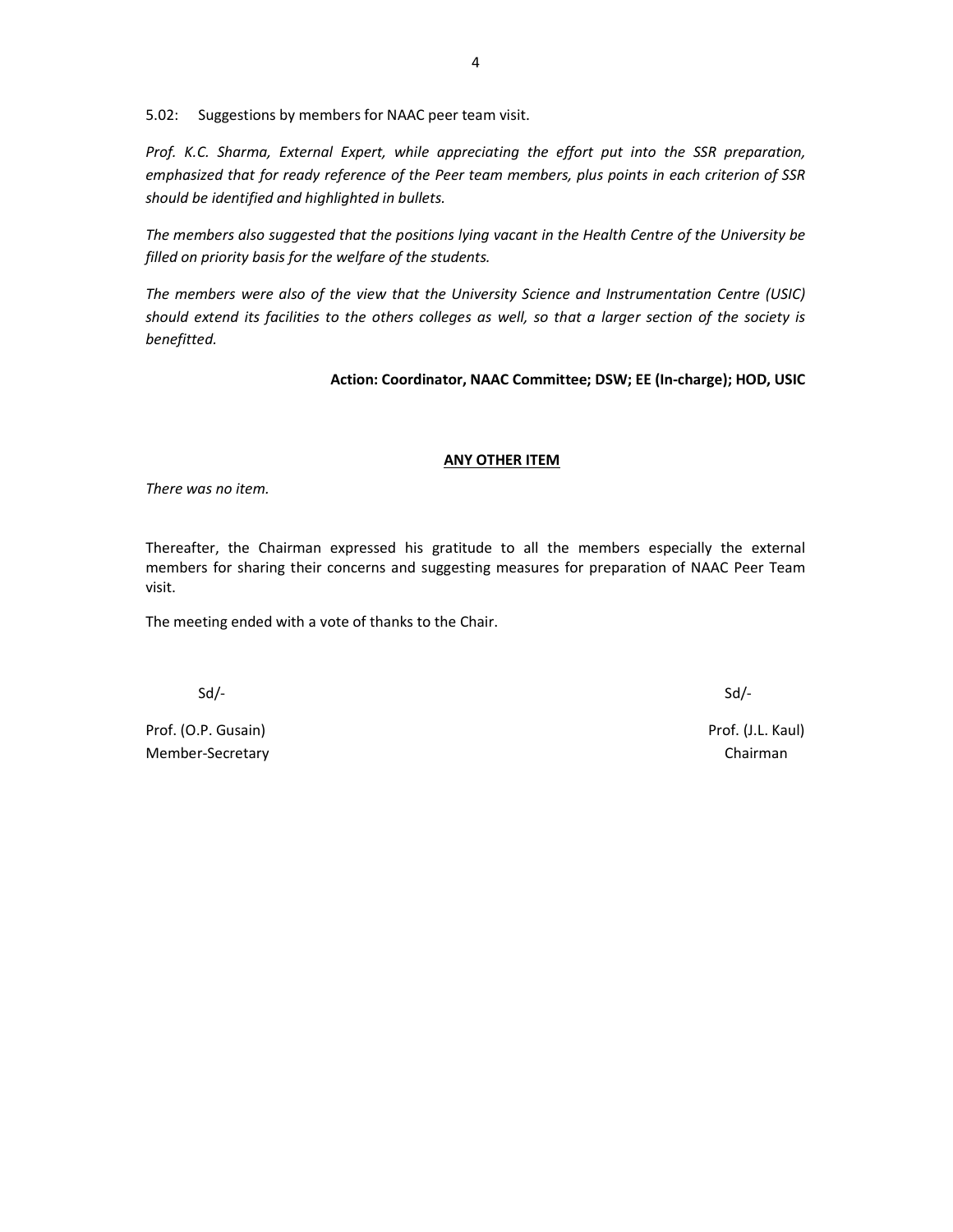5.02: Suggestions by members for NAAC peer team visit.

*Prof. K.C. Sharma, External Expert, while appreciating the effort put into the SSR preparation, emphasized that for ready reference of the Peer team members, plus points in each criterion of SSR should be identified and highlighted in bullets.*

*The members also suggested that the positions lying vacant in the Health Centre of the University be filled on priority basis for the welfare of the students.*

*The members were also of the view that the University Science and Instrumentation Centre (USIC) should extend its facilities to the others colleges as well, so that a larger section of the society is benefitted.*

**Action: Coordinator, NAAC Committee; DSW; EE (In-charge); HOD, USIC**

**ANY OTHER ITEM**

*There was no item.*

Thereafter, the Chairman expressed his gratitude to all the members especially the external members for sharing their concerns and suggesting measures for preparation of NAAC Peer Team visit.

The meeting ended with a vote of thanks to the Chair.

Sd/-

Prof. (O.P. Gusain)
Member-Secretary

Sd/-

Prof. (J.L. Kaul)
Chairman